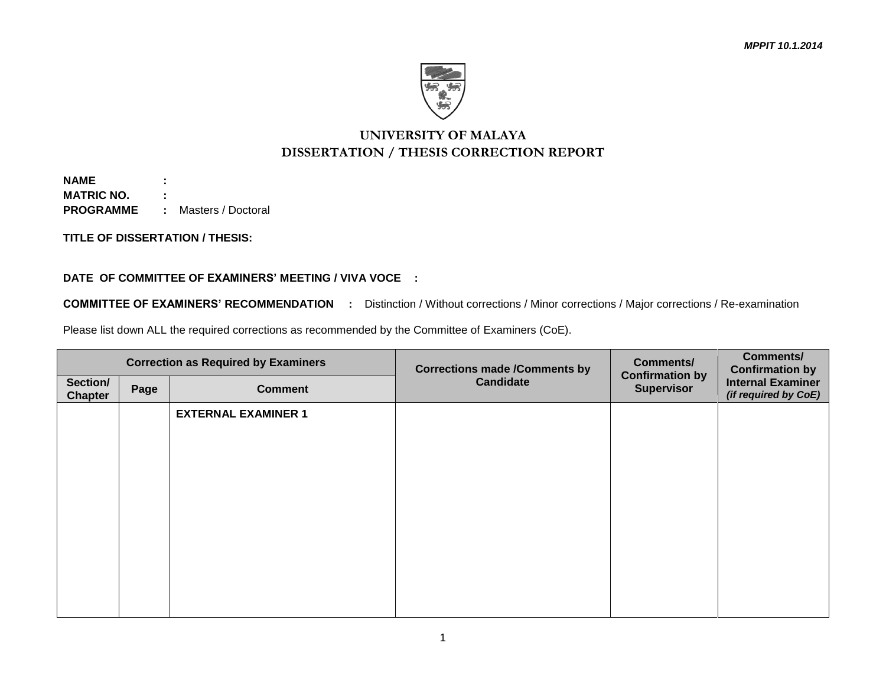*MPPIT 10.1.2014*

# UNIVERSITY OF MALAYA
## DISSERTATION / THESIS CORRECTION REPORT

**NAME** **:**
**MATRIC NO.** **:**
**PROGRAMME** **:** Masters / Doctoral

**TITLE OF DISSERTATION / THESIS:**

**DATE OF COMMITTEE OF EXAMINERS' MEETING / VIVA VOCE :**

**COMMITTEE OF EXAMINERS' RECOMMENDATION :** Distinction / Without corrections / Minor corrections / Major corrections / Re-examination

Please list down ALL the required corrections as recommended by the Committee of Examiners (CoE).

| **Correction as Required by Examiners** | | | **Corrections made /Comments by Candidate** | **Comments/ Confirmation by Supervisor** | **Comments/ Confirmation by Internal Examiner** ***(if required by CoE)*** |
|---|---|---|---|---|---|
| **Section/ Chapter** | **Page** | **Comment** | | | |
| | | **EXTERNAL EXAMINER 1** | | | |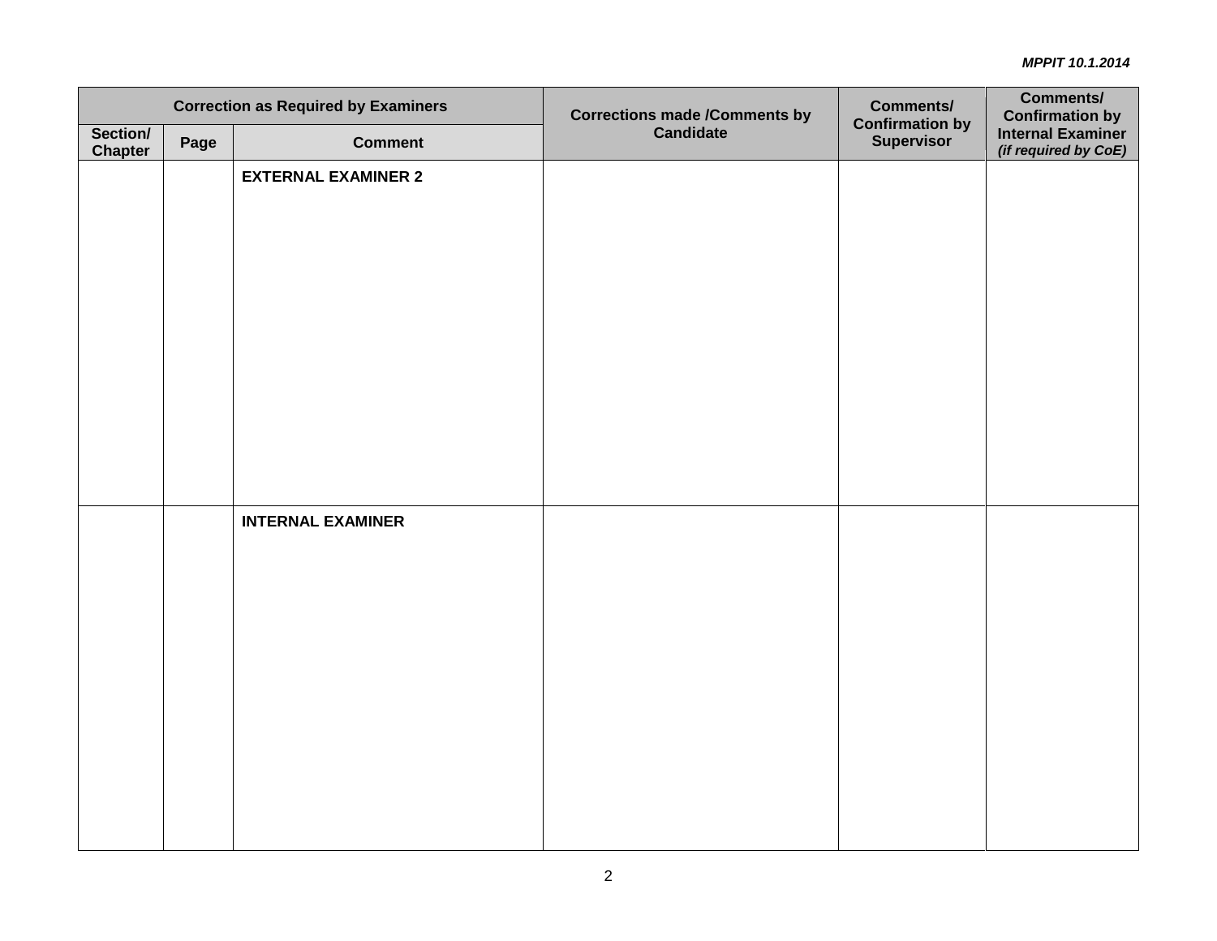| Correction as Required by Examiners | | | Corrections made /Comments by Candidate | Comments/ Confirmation by Supervisor | Comments/ Confirmation by Internal Examiner *(if required by CoE)* |
|---|---|---|---|---|---|
| Section/ Chapter | Page | Comment | | | |
| | | **EXTERNAL EXAMINER 2** | | | |
| | | **INTERNAL EXAMINER** | | | |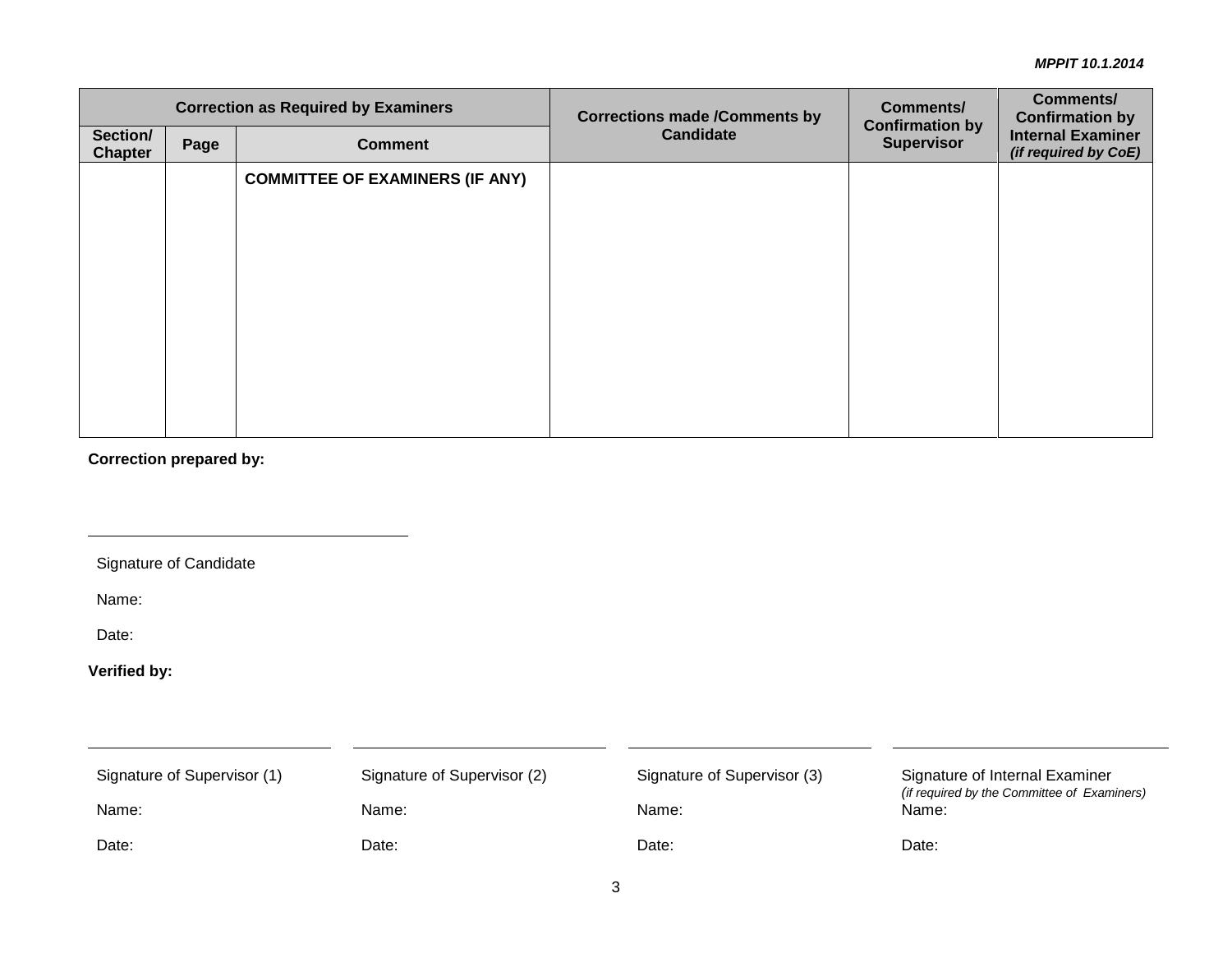| Correction as Required by Examiners | | | Corrections made /Comments by Candidate | Comments/ Confirmation by Supervisor | Comments/ Confirmation by Internal Examiner *(if required by CoE)* |
|---|---|---|---|---|---|
| **Section/ Chapter** | **Page** | **Comment** | | | |
| | | **COMMITTEE OF EXAMINERS (IF ANY)** | | | |

**Correction prepared by:**

\_\_\_\_\_\_\_\_\_\_\_\_\_\_\_\_\_\_\_\_\_\_\_\_\_\_\_\_\_\_

Signature of Candidate

Name:

Date:

**Verified by:**

\_\_\_\_\_\_\_\_\_\_\_\_\_\_\_\_\_\_\_\_\_\_\_\_

Signature of Supervisor (1)

Name:

Date:

\_\_\_\_\_\_\_\_\_\_\_\_\_\_\_\_\_\_\_\_\_\_\_\_

Signature of Supervisor (2)

Name:

Date:

\_\_\_\_\_\_\_\_\_\_\_\_\_\_\_\_\_\_\_\_\_\_\_\_

Signature of Supervisor (3)

Name:

Date:

\_\_\_\_\_\_\_\_\_\_\_\_\_\_\_\_\_\_\_\_\_\_\_\_

Signature of Internal Examiner
*(if required by the Committee of Examiners)*

Name:

Date: